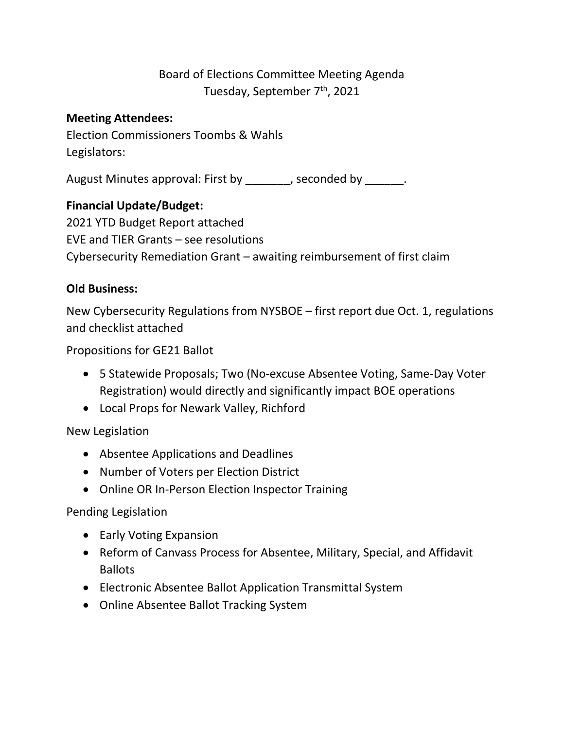# Board of Elections Committee Meeting Agenda

Tuesday, September 7th, 2021

**Meeting Attendees:**

Election Commissioners Toombs & Wahls

Legislators:

August Minutes approval: First by _______, seconded by ______.

**Financial Update/Budget:**

2021 YTD Budget Report attached

EVE and TIER Grants – see resolutions

Cybersecurity Remediation Grant – awaiting reimbursement of first claim

**Old Business:**

New Cybersecurity Regulations from NYSBOE – first report due Oct. 1, regulations and checklist attached

Propositions for GE21 Ballot

- 5 Statewide Proposals; Two (No-excuse Absentee Voting, Same-Day Voter Registration) would directly and significantly impact BOE operations
- Local Props for Newark Valley, Richford

New Legislation

- Absentee Applications and Deadlines
- Number of Voters per Election District
- Online OR In-Person Election Inspector Training

Pending Legislation

- Early Voting Expansion
- Reform of Canvass Process for Absentee, Military, Special, and Affidavit Ballots
- Electronic Absentee Ballot Application Transmittal System
- Online Absentee Ballot Tracking System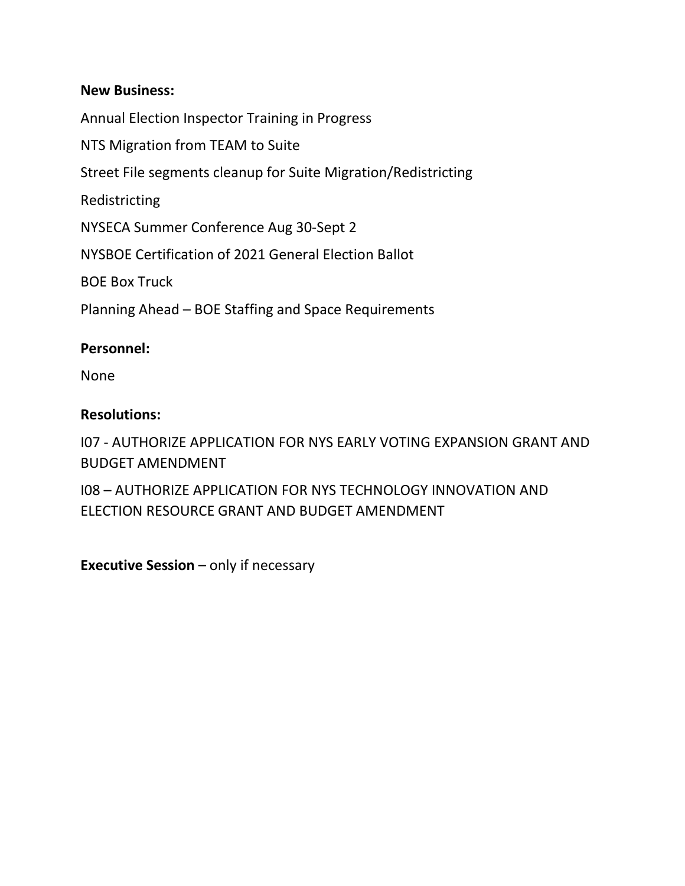**New Business:**

Annual Election Inspector Training in Progress

NTS Migration from TEAM to Suite

Street File segments cleanup for Suite Migration/Redistricting

Redistricting

NYSECA Summer Conference Aug 30-Sept 2

NYSBOE Certification of 2021 General Election Ballot

BOE Box Truck

Planning Ahead – BOE Staffing and Space Requirements

**Personnel:**

None

**Resolutions:**

I07 - AUTHORIZE APPLICATION FOR NYS EARLY VOTING EXPANSION GRANT AND BUDGET AMENDMENT

I08 – AUTHORIZE APPLICATION FOR NYS TECHNOLOGY INNOVATION AND ELECTION RESOURCE GRANT AND BUDGET AMENDMENT

**Executive Session** – only if necessary